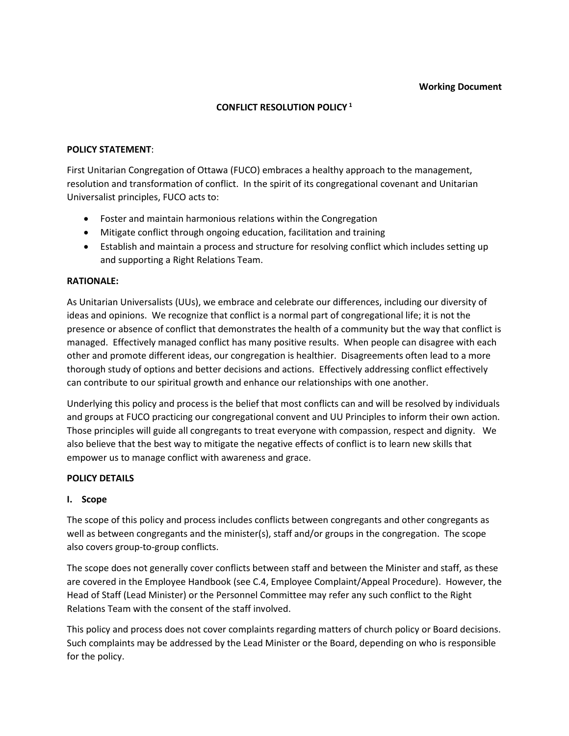**Working Document**

# CONFLICT RESOLUTION POLICY [1]

## POLICY STATEMENT:

First Unitarian Congregation of Ottawa (FUCO) embraces a healthy approach to the management, resolution and transformation of conflict. In the spirit of its congregational covenant and Unitarian Universalist principles, FUCO acts to:

- Foster and maintain harmonious relations within the Congregation
- Mitigate conflict through ongoing education, facilitation and training
- Establish and maintain a process and structure for resolving conflict which includes setting up and supporting a Right Relations Team.

## RATIONALE:

As Unitarian Universalists (UUs), we embrace and celebrate our differences, including our diversity of ideas and opinions. We recognize that conflict is a normal part of congregational life; it is not the presence or absence of conflict that demonstrates the health of a community but the way that conflict is managed. Effectively managed conflict has many positive results. When people can disagree with each other and promote different ideas, our congregation is healthier. Disagreements often lead to a more thorough study of options and better decisions and actions. Effectively addressing conflict effectively can contribute to our spiritual growth and enhance our relationships with one another.

Underlying this policy and process is the belief that most conflicts can and will be resolved by individuals and groups at FUCO practicing our congregational convent and UU Principles to inform their own action. Those principles will guide all congregants to treat everyone with compassion, respect and dignity. We also believe that the best way to mitigate the negative effects of conflict is to learn new skills that empower us to manage conflict with awareness and grace.

## POLICY DETAILS

### I. Scope

The scope of this policy and process includes conflicts between congregants and other congregants as well as between congregants and the minister(s), staff and/or groups in the congregation. The scope also covers group-to-group conflicts.

The scope does not generally cover conflicts between staff and between the Minister and staff, as these are covered in the Employee Handbook (see C.4, Employee Complaint/Appeal Procedure). However, the Head of Staff (Lead Minister) or the Personnel Committee may refer any such conflict to the Right Relations Team with the consent of the staff involved.

This policy and process does not cover complaints regarding matters of church policy or Board decisions. Such complaints may be addressed by the Lead Minister or the Board, depending on who is responsible for the policy.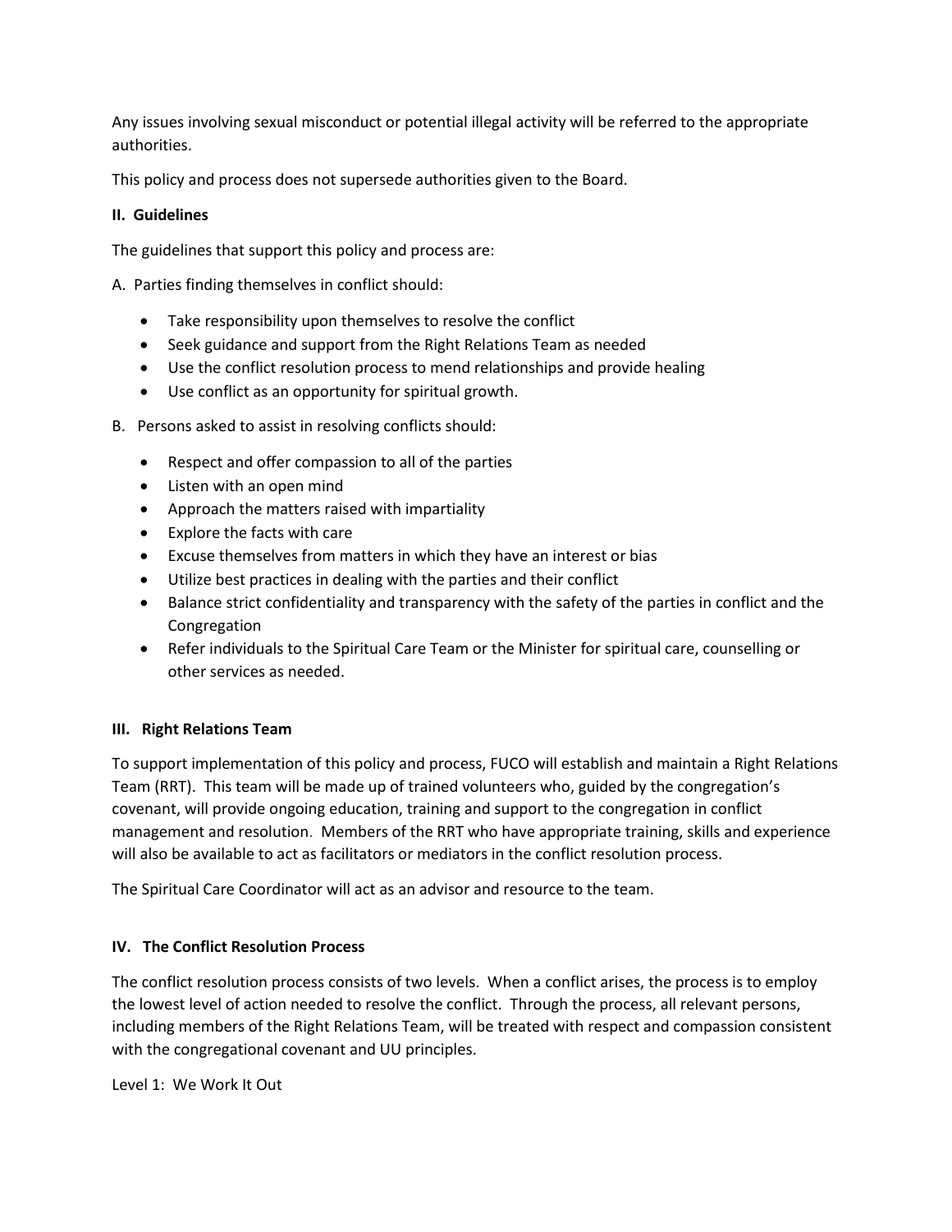Any issues involving sexual misconduct or potential illegal activity will be referred to the appropriate authorities.

This policy and process does not supersede authorities given to the Board.

## II. Guidelines

The guidelines that support this policy and process are:

A. Parties finding themselves in conflict should:

- Take responsibility upon themselves to resolve the conflict
- Seek guidance and support from the Right Relations Team as needed
- Use the conflict resolution process to mend relationships and provide healing
- Use conflict as an opportunity for spiritual growth.

B. Persons asked to assist in resolving conflicts should:

- Respect and offer compassion to all of the parties
- Listen with an open mind
- Approach the matters raised with impartiality
- Explore the facts with care
- Excuse themselves from matters in which they have an interest or bias
- Utilize best practices in dealing with the parties and their conflict
- Balance strict confidentiality and transparency with the safety of the parties in conflict and the Congregation
- Refer individuals to the Spiritual Care Team or the Minister for spiritual care, counselling or other services as needed.

## III. Right Relations Team

To support implementation of this policy and process, FUCO will establish and maintain a Right Relations Team (RRT). This team will be made up of trained volunteers who, guided by the congregation's covenant, will provide ongoing education, training and support to the congregation in conflict management and resolution. Members of the RRT who have appropriate training, skills and experience will also be available to act as facilitators or mediators in the conflict resolution process.

The Spiritual Care Coordinator will act as an advisor and resource to the team.

## IV. The Conflict Resolution Process

The conflict resolution process consists of two levels. When a conflict arises, the process is to employ the lowest level of action needed to resolve the conflict. Through the process, all relevant persons, including members of the Right Relations Team, will be treated with respect and compassion consistent with the congregational covenant and UU principles.

Level 1: We Work It Out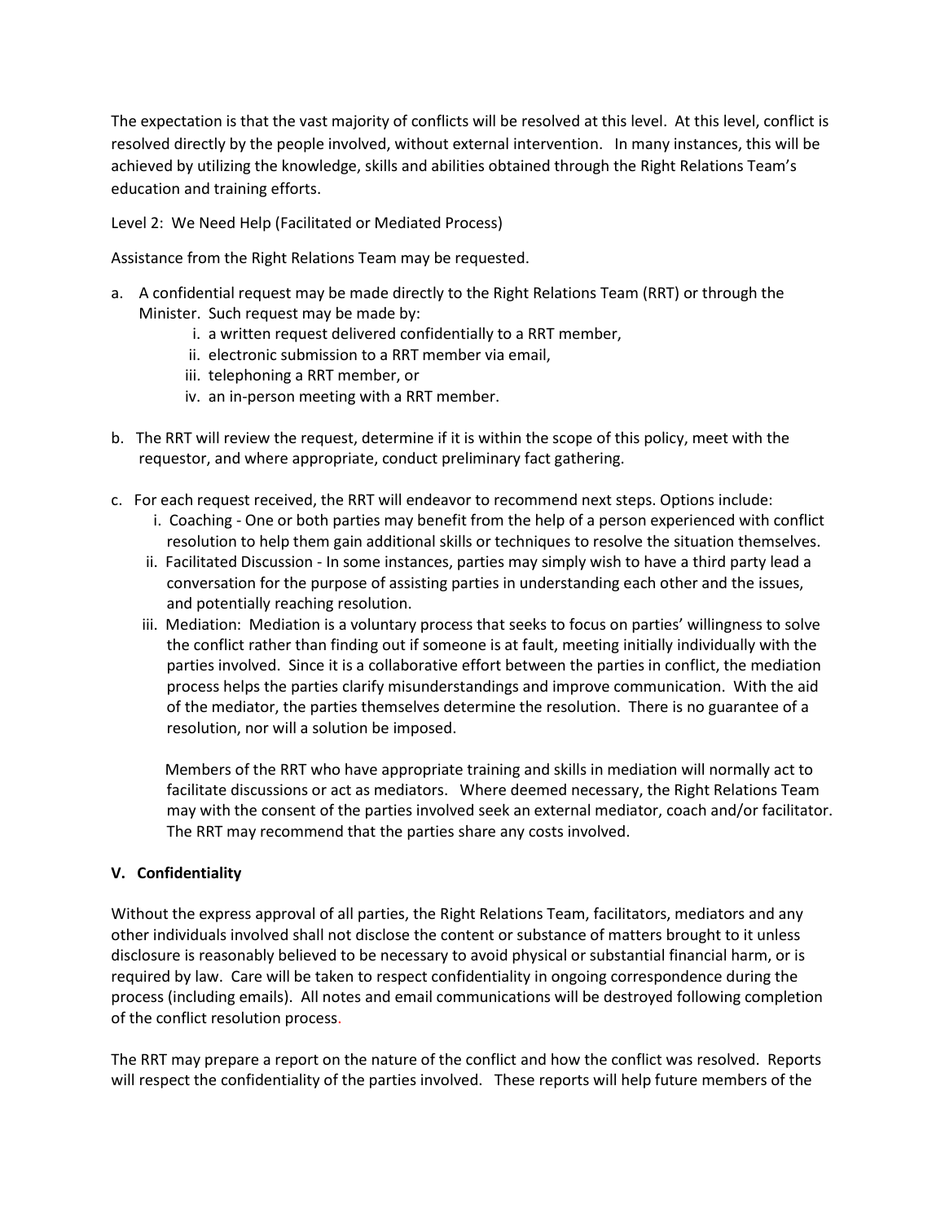The expectation is that the vast majority of conflicts will be resolved at this level. At this level, conflict is resolved directly by the people involved, without external intervention. In many instances, this will be achieved by utilizing the knowledge, skills and abilities obtained through the Right Relations Team's education and training efforts.

Level 2: We Need Help (Facilitated or Mediated Process)

Assistance from the Right Relations Team may be requested.

a. A confidential request may be made directly to the Right Relations Team (RRT) or through the Minister. Such request may be made by:
   i. a written request delivered confidentially to a RRT member,
   ii. electronic submission to a RRT member via email,
   iii. telephoning a RRT member, or
   iv. an in-person meeting with a RRT member.

b. The RRT will review the request, determine if it is within the scope of this policy, meet with the requestor, and where appropriate, conduct preliminary fact gathering.

c. For each request received, the RRT will endeavor to recommend next steps. Options include:
   i. Coaching - One or both parties may benefit from the help of a person experienced with conflict resolution to help them gain additional skills or techniques to resolve the situation themselves.
   ii. Facilitated Discussion - In some instances, parties may simply wish to have a third party lead a conversation for the purpose of assisting parties in understanding each other and the issues, and potentially reaching resolution.
   iii. Mediation: Mediation is a voluntary process that seeks to focus on parties' willingness to solve the conflict rather than finding out if someone is at fault, meeting initially individually with the parties involved. Since it is a collaborative effort between the parties in conflict, the mediation process helps the parties clarify misunderstandings and improve communication. With the aid of the mediator, the parties themselves determine the resolution. There is no guarantee of a resolution, nor will a solution be imposed.

      Members of the RRT who have appropriate training and skills in mediation will normally act to facilitate discussions or act as mediators. Where deemed necessary, the Right Relations Team may with the consent of the parties involved seek an external mediator, coach and/or facilitator. The RRT may recommend that the parties share any costs involved.

### V. Confidentiality

Without the express approval of all parties, the Right Relations Team, facilitators, mediators and any other individuals involved shall not disclose the content or substance of matters brought to it unless disclosure is reasonably believed to be necessary to avoid physical or substantial financial harm, or is required by law. Care will be taken to respect confidentiality in ongoing correspondence during the process (including emails). All notes and email communications will be destroyed following completion of the conflict resolution process.

The RRT may prepare a report on the nature of the conflict and how the conflict was resolved. Reports will respect the confidentiality of the parties involved. These reports will help future members of the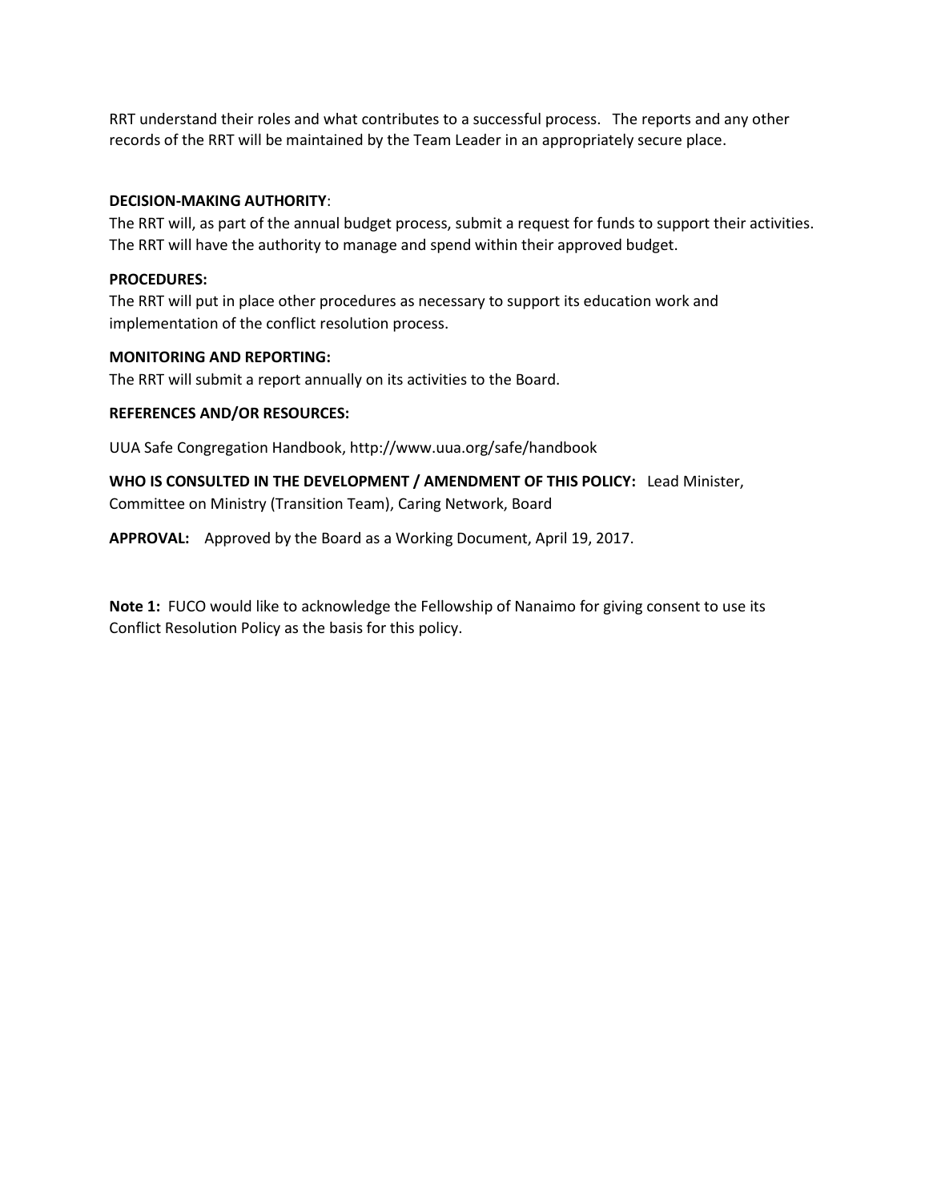RRT understand their roles and what contributes to a successful process. The reports and any other records of the RRT will be maintained by the Team Leader in an appropriately secure place.

**DECISION-MAKING AUTHORITY**:

The RRT will, as part of the annual budget process, submit a request for funds to support their activities. The RRT will have the authority to manage and spend within their approved budget.

**PROCEDURES:**

The RRT will put in place other procedures as necessary to support its education work and implementation of the conflict resolution process.

**MONITORING AND REPORTING:**

The RRT will submit a report annually on its activities to the Board.

**REFERENCES AND/OR RESOURCES:**

UUA Safe Congregation Handbook, http://www.uua.org/safe/handbook

**WHO IS CONSULTED IN THE DEVELOPMENT / AMENDMENT OF THIS POLICY:** Lead Minister, Committee on Ministry (Transition Team), Caring Network, Board

**APPROVAL:** Approved by the Board as a Working Document, April 19, 2017.

**Note 1:** FUCO would like to acknowledge the Fellowship of Nanaimo for giving consent to use its Conflict Resolution Policy as the basis for this policy.